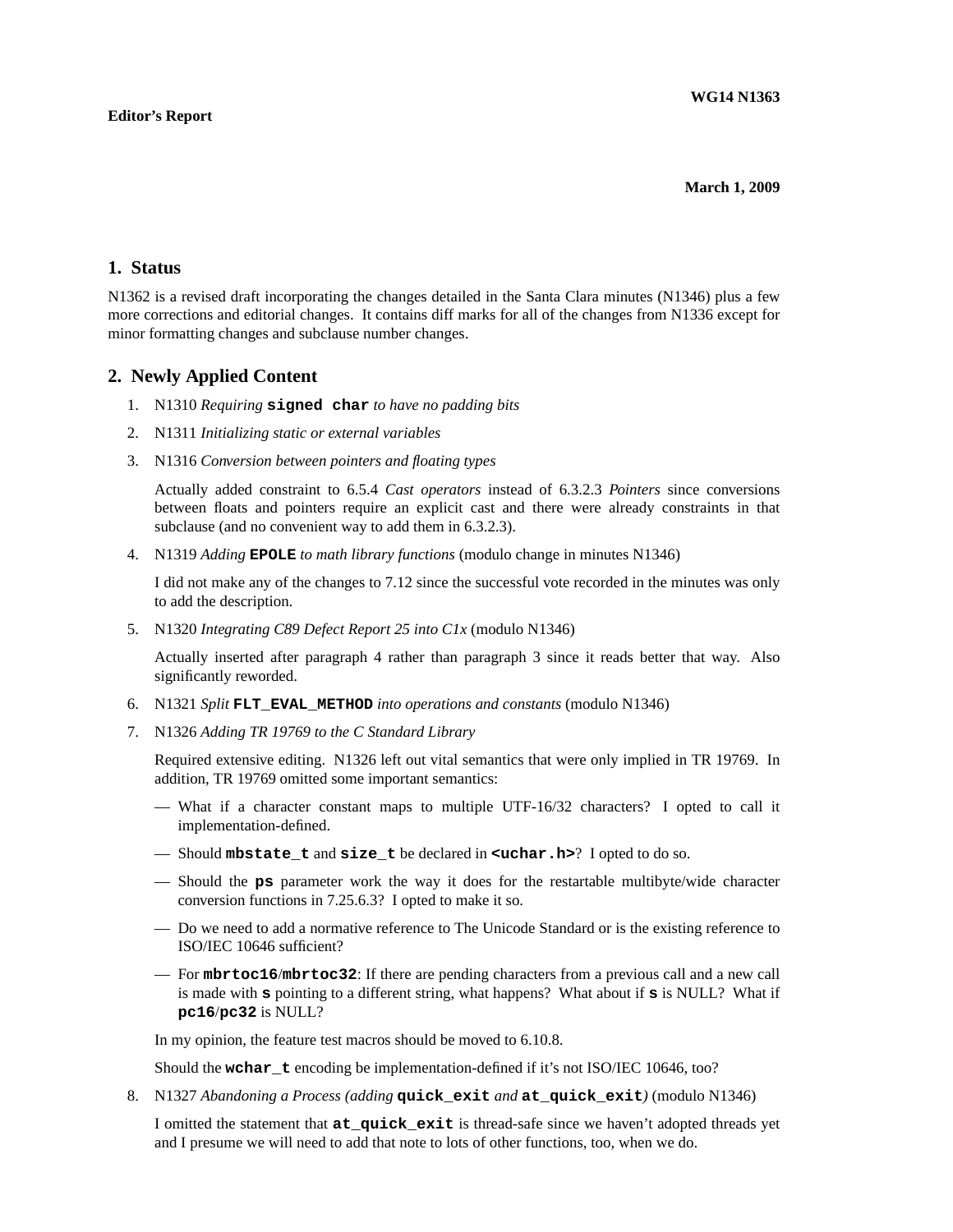**WG14 N1363**

**Editor's Report**

**March 1, 2009**

## 1. Status

N1362 is a revised draft incorporating the changes detailed in the Santa Clara minutes (N1346) plus a few more corrections and editorial changes. It contains diff marks for all of the changes from N1336 except for minor formatting changes and subclause number changes.

## 2. Newly Applied Content

1. N1310 *Requiring* **`signed char`** *to have no padding bits*
2. N1311 *Initializing static or external variables*
3. N1316 *Conversion between pointers and floating types*

   Actually added constraint to 6.5.4 *Cast operators* instead of 6.3.2.3 *Pointers* since conversions between floats and pointers require an explicit cast and there were already constraints in that subclause (and no convenient way to add them in 6.3.2.3).

4. N1319 *Adding* **`EPOLE`** *to math library functions* (modulo change in minutes N1346)

   I did not make any of the changes to 7.12 since the successful vote recorded in the minutes was only to add the description.

5. N1320 *Integrating C89 Defect Report 25 into C1x* (modulo N1346)

   Actually inserted after paragraph 4 rather than paragraph 3 since it reads better that way. Also significantly reworded.

6. N1321 *Split* **`FLT_EVAL_METHOD`** *into operations and constants* (modulo N1346)
7. N1326 *Adding TR 19769 to the C Standard Library*

   Required extensive editing. N1326 left out vital semantics that were only implied in TR 19769. In addition, TR 19769 omitted some important semantics:

   — What if a character constant maps to multiple UTF-16/32 characters? I opted to call it implementation-defined.

   — Should **`mbstate_t`** and **`size_t`** be declared in **`<uchar.h>`**? I opted to do so.

   — Should the **`ps`** parameter work the way it does for the restartable multibyte/wide character conversion functions in 7.25.6.3? I opted to make it so.

   — Do we need to add a normative reference to The Unicode Standard or is the existing reference to ISO/IEC 10646 sufficient?

   — For **`mbrtoc16`**/**`mbrtoc32`**: If there are pending characters from a previous call and a new call is made with **`s`** pointing to a different string, what happens? What about if **`s`** is NULL? What if **`pc16`**/**`pc32`** is NULL?

   In my opinion, the feature test macros should be moved to 6.10.8.

   Should the **`wchar_t`** encoding be implementation-defined if it's not ISO/IEC 10646, too?

8. N1327 *Abandoning a Process (adding* **`quick_exit`** *and* **`at_quick_exit`***)* (modulo N1346)

   I omitted the statement that **`at_quick_exit`** is thread-safe since we haven't adopted threads yet and I presume we will need to add that note to lots of other functions, too, when we do.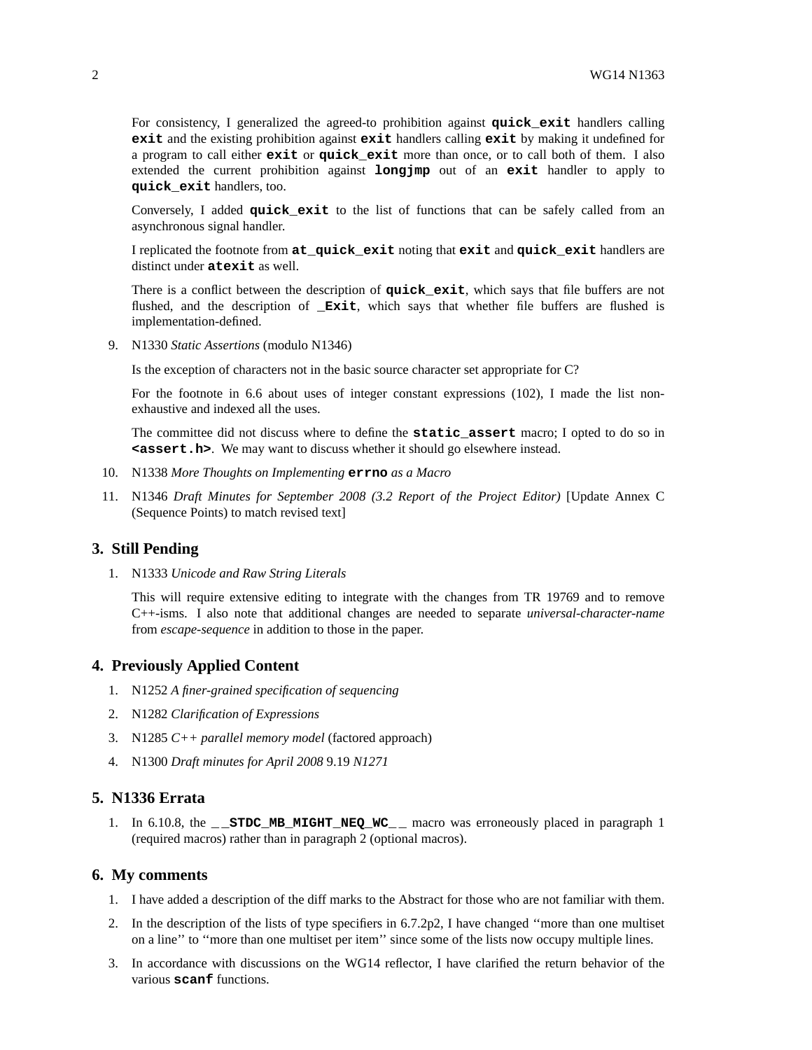For consistency, I generalized the agreed-to prohibition against **quick_exit** handlers calling **exit** and the existing prohibition against **exit** handlers calling **exit** by making it undefined for a program to call either **exit** or **quick_exit** more than once, or to call both of them. I also extended the current prohibition against **longjmp** out of an **exit** handler to apply to **quick_exit** handlers, too.

Conversely, I added **quick_exit** to the list of functions that can be safely called from an asynchronous signal handler.

I replicated the footnote from **at_quick_exit** noting that **exit** and **quick_exit** handlers are distinct under **atexit** as well.

There is a conflict between the description of **quick_exit**, which says that file buffers are not flushed, and the description of **_Exit**, which says that whether file buffers are flushed is implementation-defined.

9. N1330 *Static Assertions* (modulo N1346)

   Is the exception of characters not in the basic source character set appropriate for C?

   For the footnote in 6.6 about uses of integer constant expressions (102), I made the list non-exhaustive and indexed all the uses.

   The committee did not discuss where to define the **static_assert** macro; I opted to do so in **<assert.h>**. We may want to discuss whether it should go elsewhere instead.

10. N1338 *More Thoughts on Implementing* **errno** *as a Macro*

11. N1346 *Draft Minutes for September 2008 (3.2 Report of the Project Editor)* [Update Annex C (Sequence Points) to match revised text]

## 3. Still Pending

1. N1333 *Unicode and Raw String Literals*

   This will require extensive editing to integrate with the changes from TR 19769 and to remove C++-isms. I also note that additional changes are needed to separate *universal-character-name* from *escape-sequence* in addition to those in the paper.

## 4. Previously Applied Content

1. N1252 *A finer-grained specification of sequencing*
2. N1282 *Clarification of Expressions*
3. N1285 *C++ parallel memory model* (factored approach)
4. N1300 *Draft minutes for April 2008* 9.19 *N1271*

## 5. N1336 Errata

1. In 6.10.8, the **__STDC_MB_MIGHT_NEQ_WC__** macro was erroneously placed in paragraph 1 (required macros) rather than in paragraph 2 (optional macros).

## 6. My comments

1. I have added a description of the diff marks to the Abstract for those who are not familiar with them.
2. In the description of the lists of type specifiers in 6.7.2p2, I have changed ‘‘more than one multiset on a line’’ to ‘‘more than one multiset per item’’ since some of the lists now occupy multiple lines.
3. In accordance with discussions on the WG14 reflector, I have clarified the return behavior of the various **scanf** functions.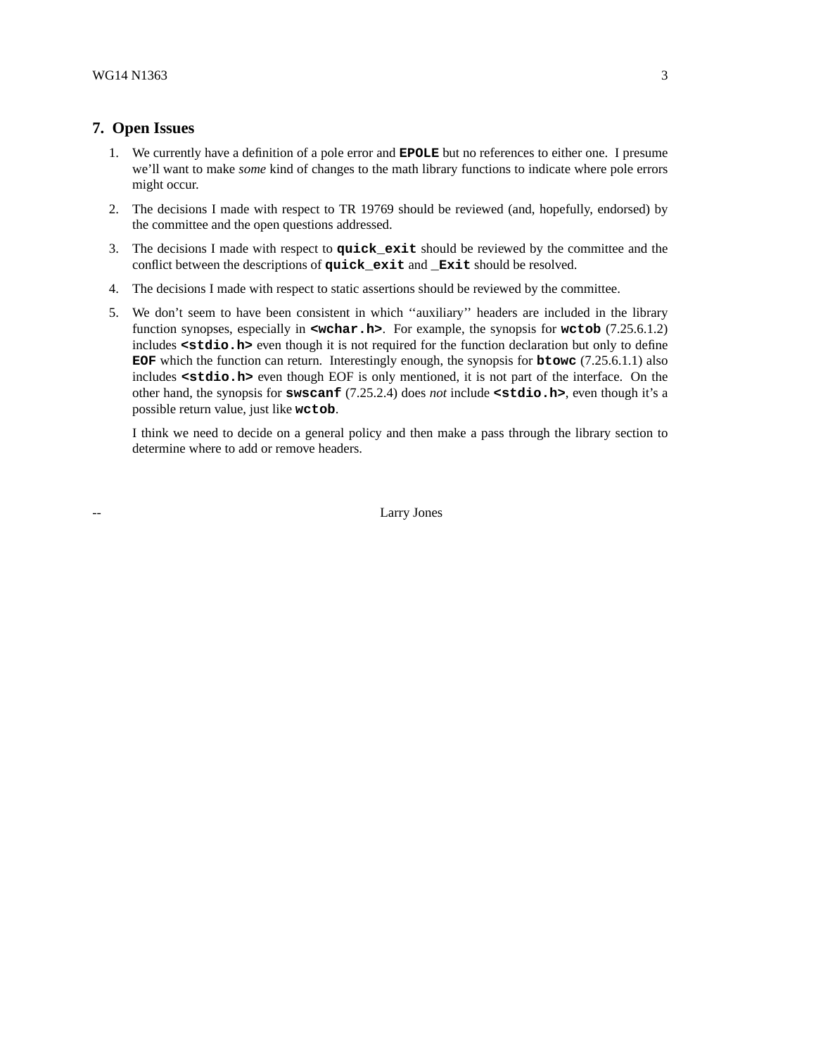## 7. Open Issues

1. We currently have a definition of a pole error and **EPOLE** but no references to either one. I presume we'll want to make *some* kind of changes to the math library functions to indicate where pole errors might occur.

2. The decisions I made with respect to TR 19769 should be reviewed (and, hopefully, endorsed) by the committee and the open questions addressed.

3. The decisions I made with respect to **quick_exit** should be reviewed by the committee and the conflict between the descriptions of **quick_exit** and **_Exit** should be resolved.

4. The decisions I made with respect to static assertions should be reviewed by the committee.

5. We don't seem to have been consistent in which ''auxiliary'' headers are included in the library function synopses, especially in **<wchar.h>**. For example, the synopsis for **wctob** (7.25.6.1.2) includes **<stdio.h>** even though it is not required for the function declaration but only to define **EOF** which the function can return. Interestingly enough, the synopsis for **btowc** (7.25.6.1.1) also includes **<stdio.h>** even though EOF is only mentioned, it is not part of the interface. On the other hand, the synopsis for **swscanf** (7.25.2.4) does *not* include **<stdio.h>**, even though it's a possible return value, just like **wctob**.

   I think we need to decide on a general policy and then make a pass through the library section to determine where to add or remove headers.

-- Larry Jones